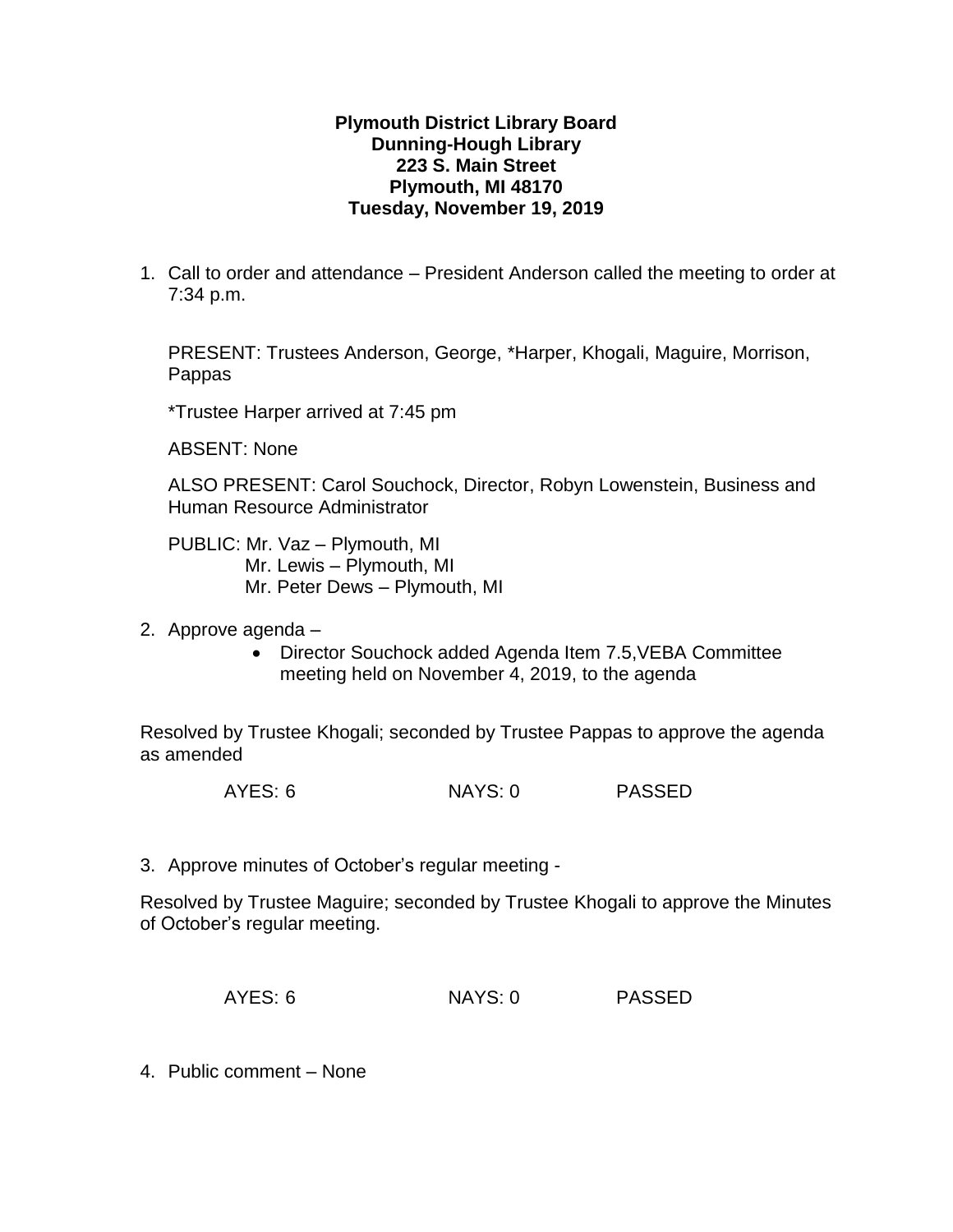**Plymouth District Library Board**
**Dunning-Hough Library**
**223 S. Main Street**
**Plymouth, MI 48170**
**Tuesday, November 19, 2019**

1. Call to order and attendance – President Anderson called the meeting to order at 7:34 p.m.

   PRESENT: Trustees Anderson, George, *Harper, Khogali, Maguire, Morrison, Pappas

   *Trustee Harper arrived at 7:45 pm

   ABSENT: None

   ALSO PRESENT: Carol Souchock, Director, Robyn Lowenstein, Business and Human Resource Administrator

   PUBLIC: Mr. Vaz – Plymouth, MI
   Mr. Lewis – Plymouth, MI
   Mr. Peter Dews – Plymouth, MI

2. Approve agenda –
   - Director Souchock added Agenda Item 7.5,VEBA Committee meeting held on November 4, 2019, to the agenda

Resolved by Trustee Khogali; seconded by Trustee Pappas to approve the agenda as amended

AYES: 6 NAYS: 0 PASSED

3. Approve minutes of October's regular meeting -

Resolved by Trustee Maguire; seconded by Trustee Khogali to approve the Minutes of October's regular meeting.

AYES: 6 NAYS: 0 PASSED

4. Public comment – None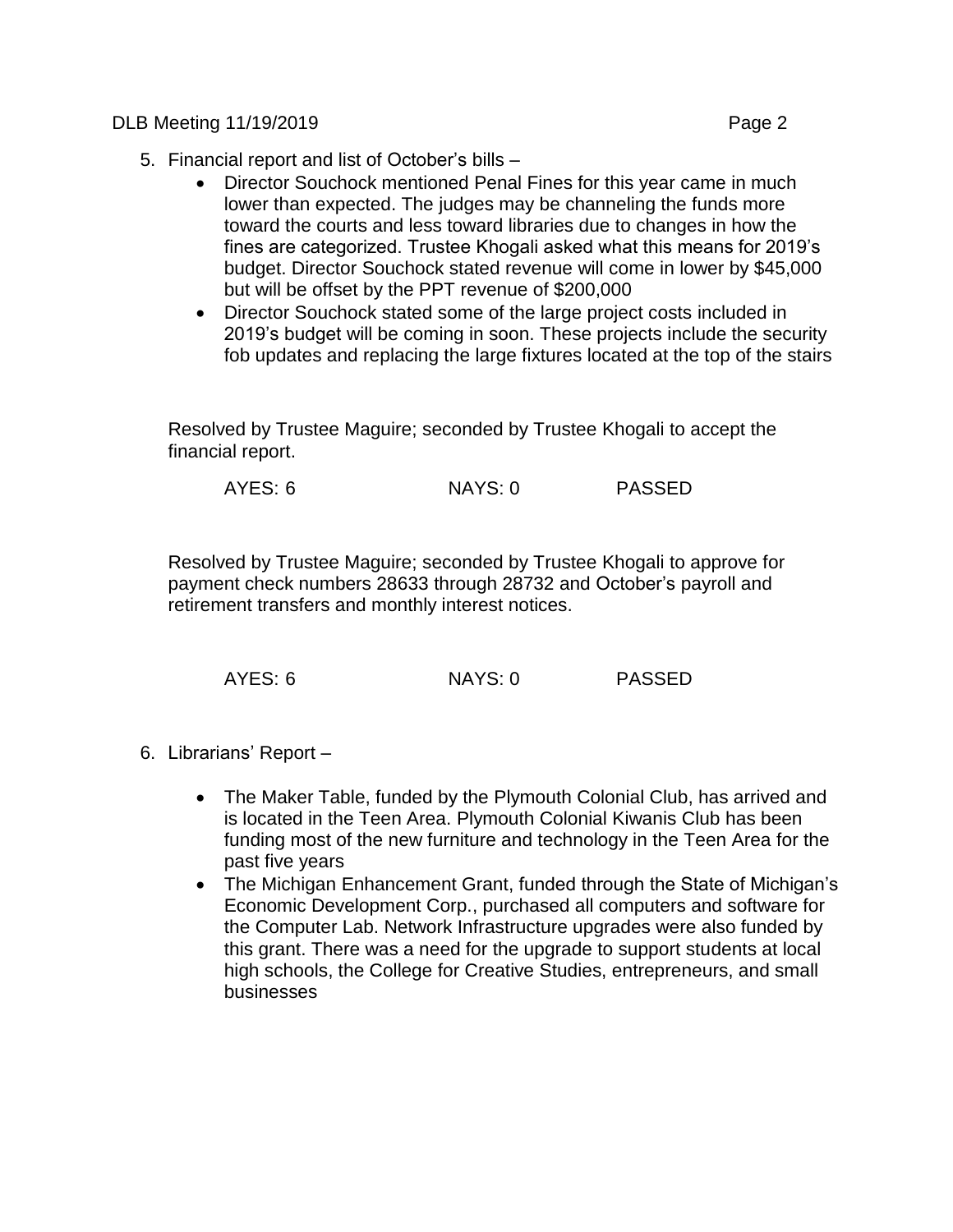5. Financial report and list of October's bills –
    - Director Souchock mentioned Penal Fines for this year came in much lower than expected. The judges may be channeling the funds more toward the courts and less toward libraries due to changes in how the fines are categorized. Trustee Khogali asked what this means for 2019's budget. Director Souchock stated revenue will come in lower by $45,000 but will be offset by the PPT revenue of $200,000
    - Director Souchock stated some of the large project costs included in 2019's budget will be coming in soon. These projects include the security fob updates and replacing the large fixtures located at the top of the stairs

    Resolved by Trustee Maguire; seconded by Trustee Khogali to accept the financial report.

    AYES: 6 NAYS: 0 PASSED

    Resolved by Trustee Maguire; seconded by Trustee Khogali to approve for payment check numbers 28633 through 28732 and October's payroll and retirement transfers and monthly interest notices.

    AYES: 6 NAYS: 0 PASSED

6. Librarians' Report –
    - The Maker Table, funded by the Plymouth Colonial Club, has arrived and is located in the Teen Area. Plymouth Colonial Kiwanis Club has been funding most of the new furniture and technology in the Teen Area for the past five years
    - The Michigan Enhancement Grant, funded through the State of Michigan's Economic Development Corp., purchased all computers and software for the Computer Lab. Network Infrastructure upgrades were also funded by this grant. There was a need for the upgrade to support students at local high schools, the College for Creative Studies, entrepreneurs, and small businesses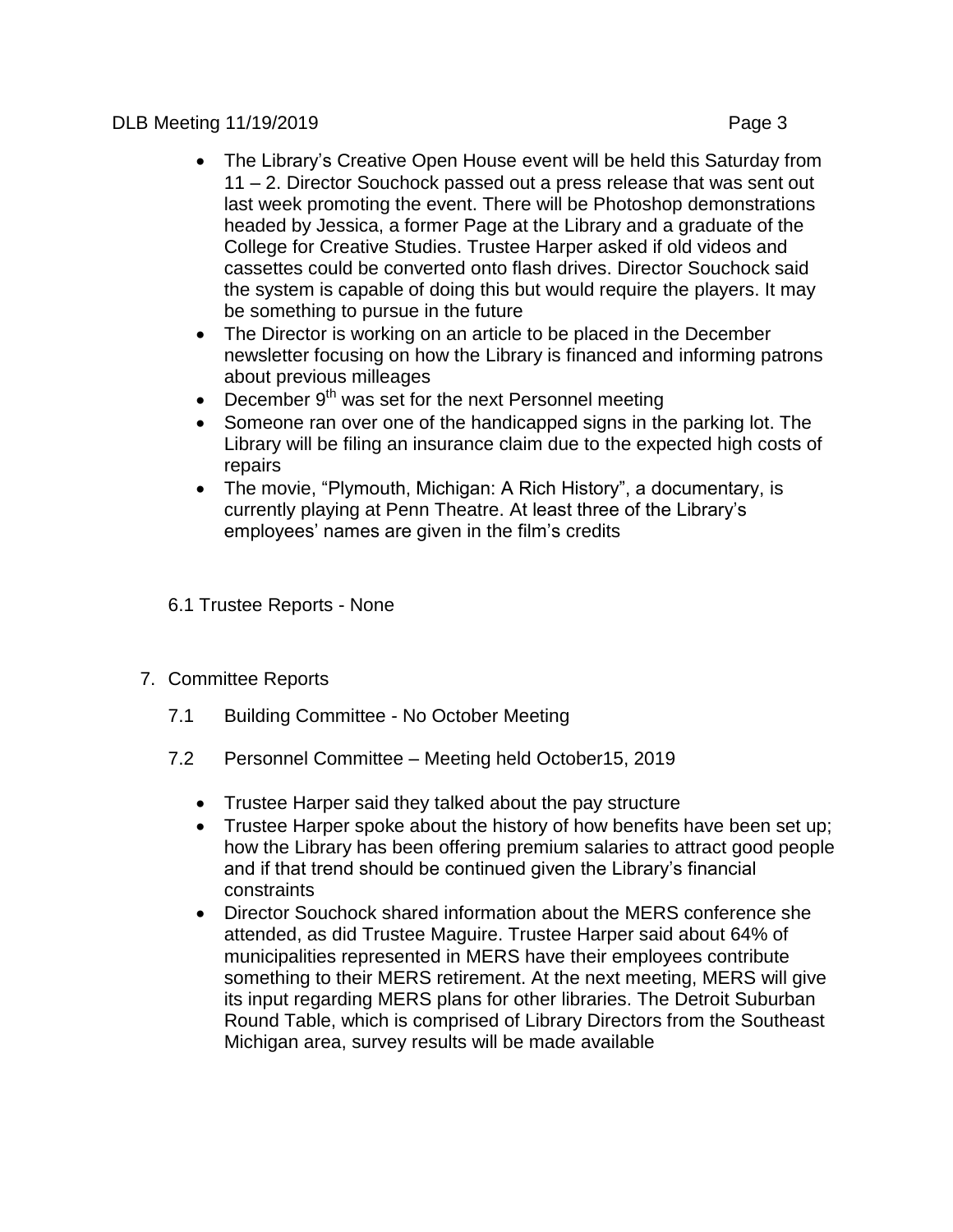- The Library's Creative Open House event will be held this Saturday from 11 – 2. Director Souchock passed out a press release that was sent out last week promoting the event. There will be Photoshop demonstrations headed by Jessica, a former Page at the Library and a graduate of the College for Creative Studies. Trustee Harper asked if old videos and cassettes could be converted onto flash drives. Director Souchock said the system is capable of doing this but would require the players. It may be something to pursue in the future
- The Director is working on an article to be placed in the December newsletter focusing on how the Library is financed and informing patrons about previous milleages
- December 9th was set for the next Personnel meeting
- Someone ran over one of the handicapped signs in the parking lot. The Library will be filing an insurance claim due to the expected high costs of repairs
- The movie, "Plymouth, Michigan: A Rich History", a documentary, is currently playing at Penn Theatre. At least three of the Library's employees' names are given in the film's credits

6.1 Trustee Reports - None

7. Committee Reports

   7.1 Building Committee - No October Meeting

   7.2 Personnel Committee – Meeting held October15, 2019

   - Trustee Harper said they talked about the pay structure
   - Trustee Harper spoke about the history of how benefits have been set up; how the Library has been offering premium salaries to attract good people and if that trend should be continued given the Library's financial constraints
   - Director Souchock shared information about the MERS conference she attended, as did Trustee Maguire. Trustee Harper said about 64% of municipalities represented in MERS have their employees contribute something to their MERS retirement. At the next meeting, MERS will give its input regarding MERS plans for other libraries. The Detroit Suburban Round Table, which is comprised of Library Directors from the Southeast Michigan area, survey results will be made available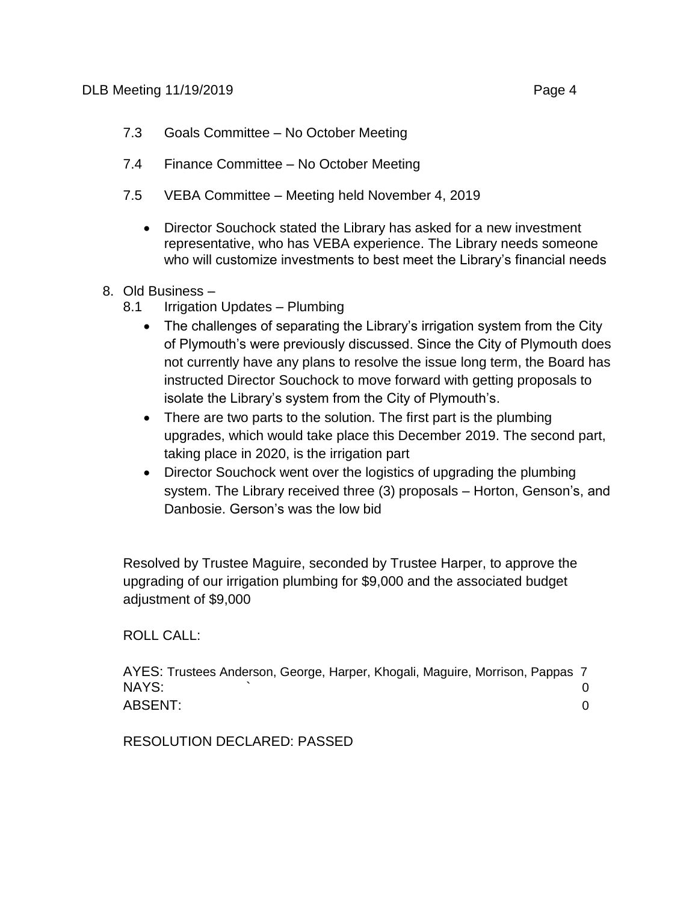7.3 Goals Committee – No October Meeting

7.4 Finance Committee – No October Meeting

7.5 VEBA Committee – Meeting held November 4, 2019

- Director Souchock stated the Library has asked for a new investment representative, who has VEBA experience. The Library needs someone who will customize investments to best meet the Library's financial needs

8. Old Business –

   8.1 Irrigation Updates – Plumbing

   - The challenges of separating the Library's irrigation system from the City of Plymouth's were previously discussed. Since the City of Plymouth does not currently have any plans to resolve the issue long term, the Board has instructed Director Souchock to move forward with getting proposals to isolate the Library's system from the City of Plymouth's.
   - There are two parts to the solution. The first part is the plumbing upgrades, which would take place this December 2019. The second part, taking place in 2020, is the irrigation part
   - Director Souchock went over the logistics of upgrading the plumbing system. The Library received three (3) proposals – Horton, Genson's, and Danbosie. Gerson's was the low bid

Resolved by Trustee Maguire, seconded by Trustee Harper, to approve the upgrading of our irrigation plumbing for $9,000 and the associated budget adjustment of $9,000

ROLL CALL:

| | | |
|---|---|---|
| AYES: | Trustees Anderson, George, Harper, Khogali, Maguire, Morrison, Pappas | 7 |
| NAYS: | ` | 0 |
| ABSENT: | | 0 |

RESOLUTION DECLARED: PASSED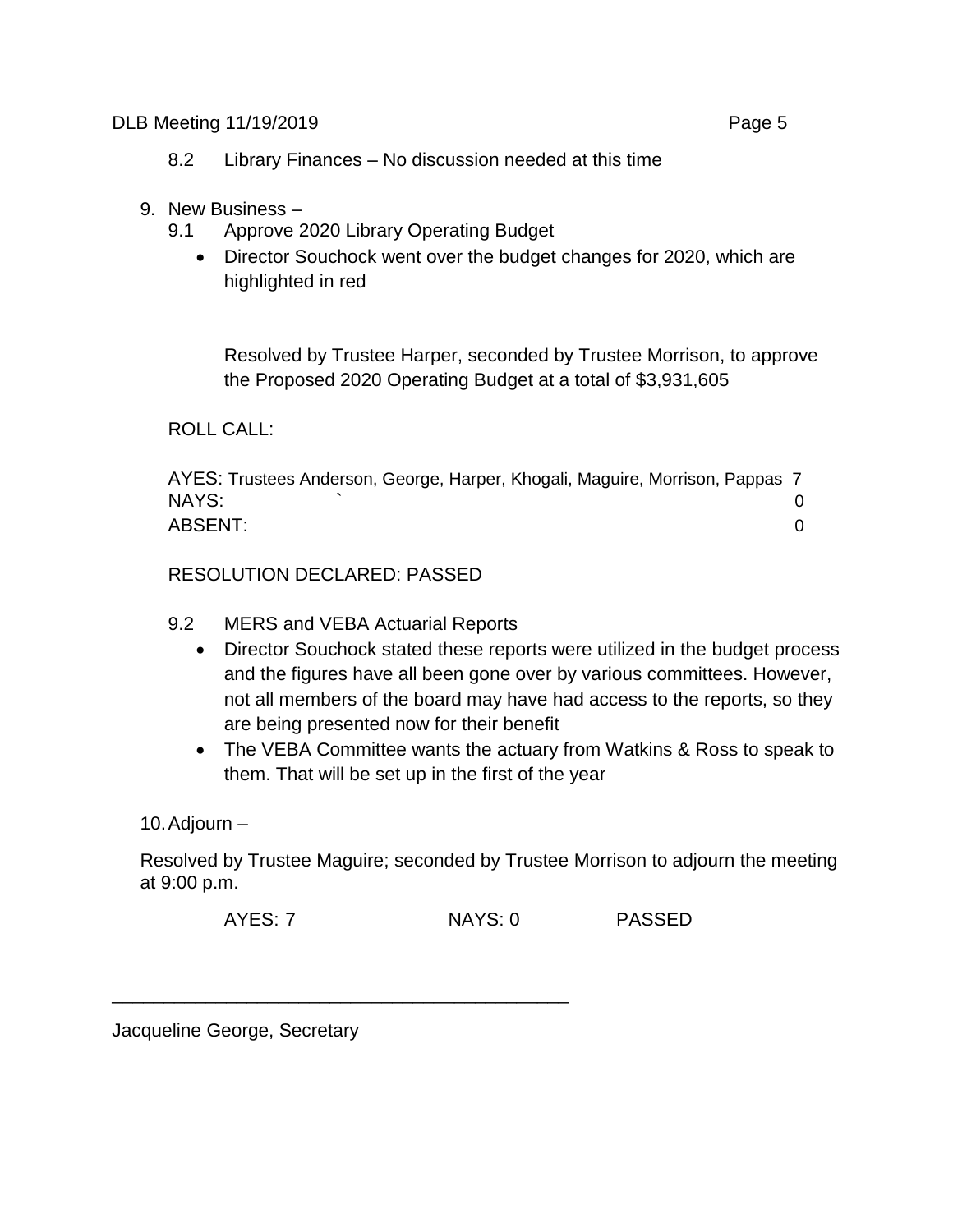8.2 Library Finances – No discussion needed at this time

9. New Business –

   9.1 Approve 2020 Library Operating Budget

   - Director Souchock went over the budget changes for 2020, which are highlighted in red

   Resolved by Trustee Harper, seconded by Trustee Morrison, to approve the Proposed 2020 Operating Budget at a total of $3,931,605

   ROLL CALL:

   | | | |
   |---|---|---|
   | AYES: | Trustees Anderson, George, Harper, Khogali, Maguire, Morrison, Pappas | 7 |
   | NAYS: | ` | 0 |
   | ABSENT: | | 0 |

   RESOLUTION DECLARED: PASSED

   9.2 MERS and VEBA Actuarial Reports

   - Director Souchock stated these reports were utilized in the budget process and the figures have all been gone over by various committees. However, not all members of the board may have had access to the reports, so they are being presented now for their benefit
   - The VEBA Committee wants the actuary from Watkins & Ross to speak to them. That will be set up in the first of the year

10. Adjourn –

Resolved by Trustee Maguire; seconded by Trustee Morrison to adjourn the meeting at 9:00 p.m.

AYES: 7 NAYS: 0 PASSED

\_\_\_\_\_\_\_\_\_\_\_\_\_\_\_\_\_\_\_\_\_\_\_\_\_\_\_\_\_\_\_\_\_\_\_\_\_\_\_\_\_\_\_\_

Jacqueline George, Secretary